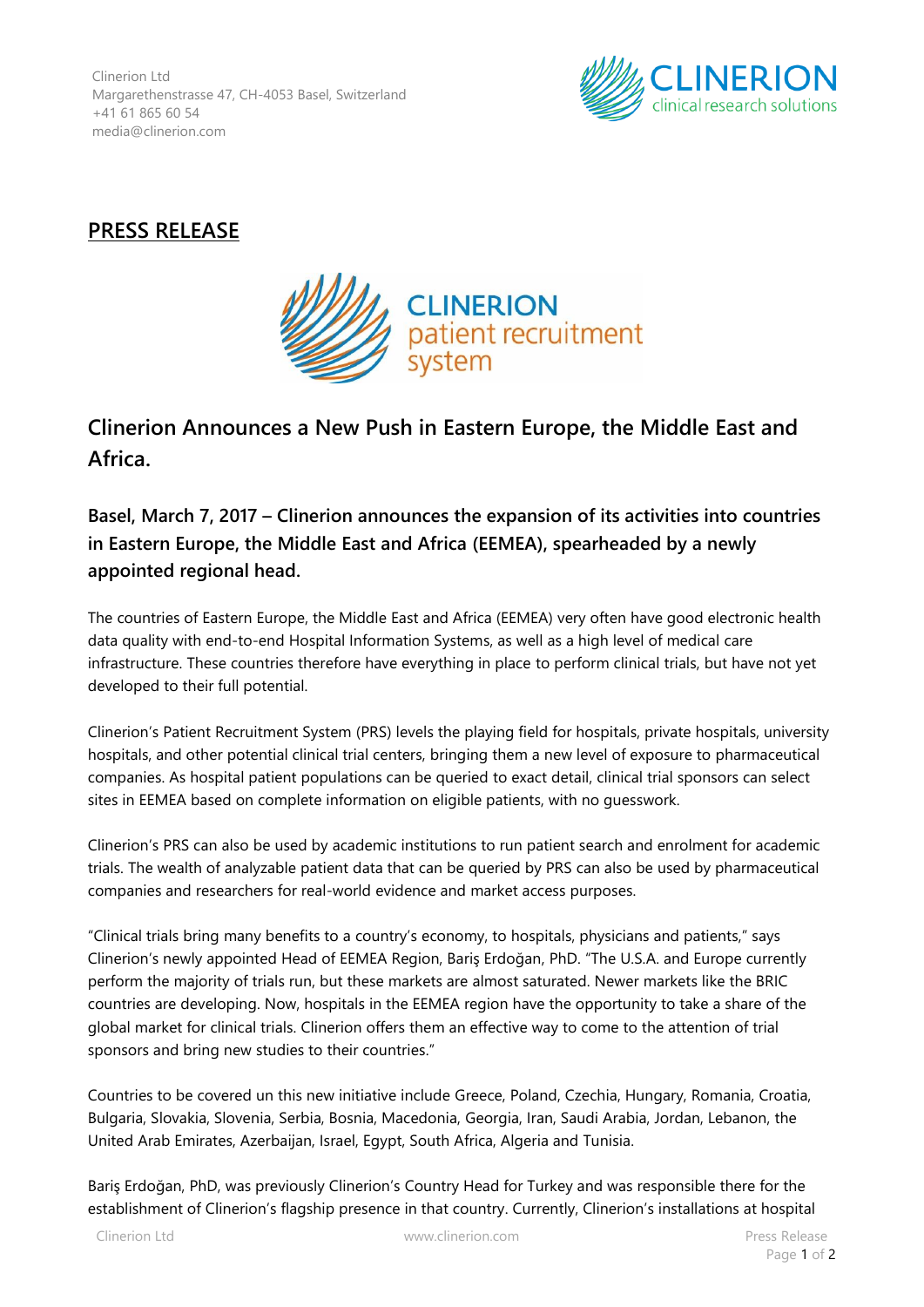Clinerion Ltd
Margarethenstrasse 47, CH-4053 Basel, Switzerland
+41 61 865 60 54
media@clinerion.com

## PRESS RELEASE

# Clinerion Announces a New Push in Eastern Europe, the Middle East and Africa.

### Basel, March 7, 2017 – Clinerion announces the expansion of its activities into countries in Eastern Europe, the Middle East and Africa (EEMEA), spearheaded by a newly appointed regional head.

The countries of Eastern Europe, the Middle East and Africa (EEMEA) very often have good electronic health data quality with end-to-end Hospital Information Systems, as well as a high level of medical care infrastructure. These countries therefore have everything in place to perform clinical trials, but have not yet developed to their full potential.

Clinerion's Patient Recruitment System (PRS) levels the playing field for hospitals, private hospitals, university hospitals, and other potential clinical trial centers, bringing them a new level of exposure to pharmaceutical companies. As hospital patient populations can be queried to exact detail, clinical trial sponsors can select sites in EEMEA based on complete information on eligible patients, with no guesswork.

Clinerion's PRS can also be used by academic institutions to run patient search and enrolment for academic trials. The wealth of analyzable patient data that can be queried by PRS can also be used by pharmaceutical companies and researchers for real-world evidence and market access purposes.

"Clinical trials bring many benefits to a country's economy, to hospitals, physicians and patients," says Clinerion's newly appointed Head of EEMEA Region, Bariş Erdoğan, PhD. "The U.S.A. and Europe currently perform the majority of trials run, but these markets are almost saturated. Newer markets like the BRIC countries are developing. Now, hospitals in the EEMEA region have the opportunity to take a share of the global market for clinical trials. Clinerion offers them an effective way to come to the attention of trial sponsors and bring new studies to their countries."

Countries to be covered un this new initiative include Greece, Poland, Czechia, Hungary, Romania, Croatia, Bulgaria, Slovakia, Slovenia, Serbia, Bosnia, Macedonia, Georgia, Iran, Saudi Arabia, Jordan, Lebanon, the United Arab Emirates, Azerbaijan, Israel, Egypt, South Africa, Algeria and Tunisia.

Bariş Erdoğan, PhD, was previously Clinerion's Country Head for Turkey and was responsible there for the establishment of Clinerion's flagship presence in that country. Currently, Clinerion's installations at hospital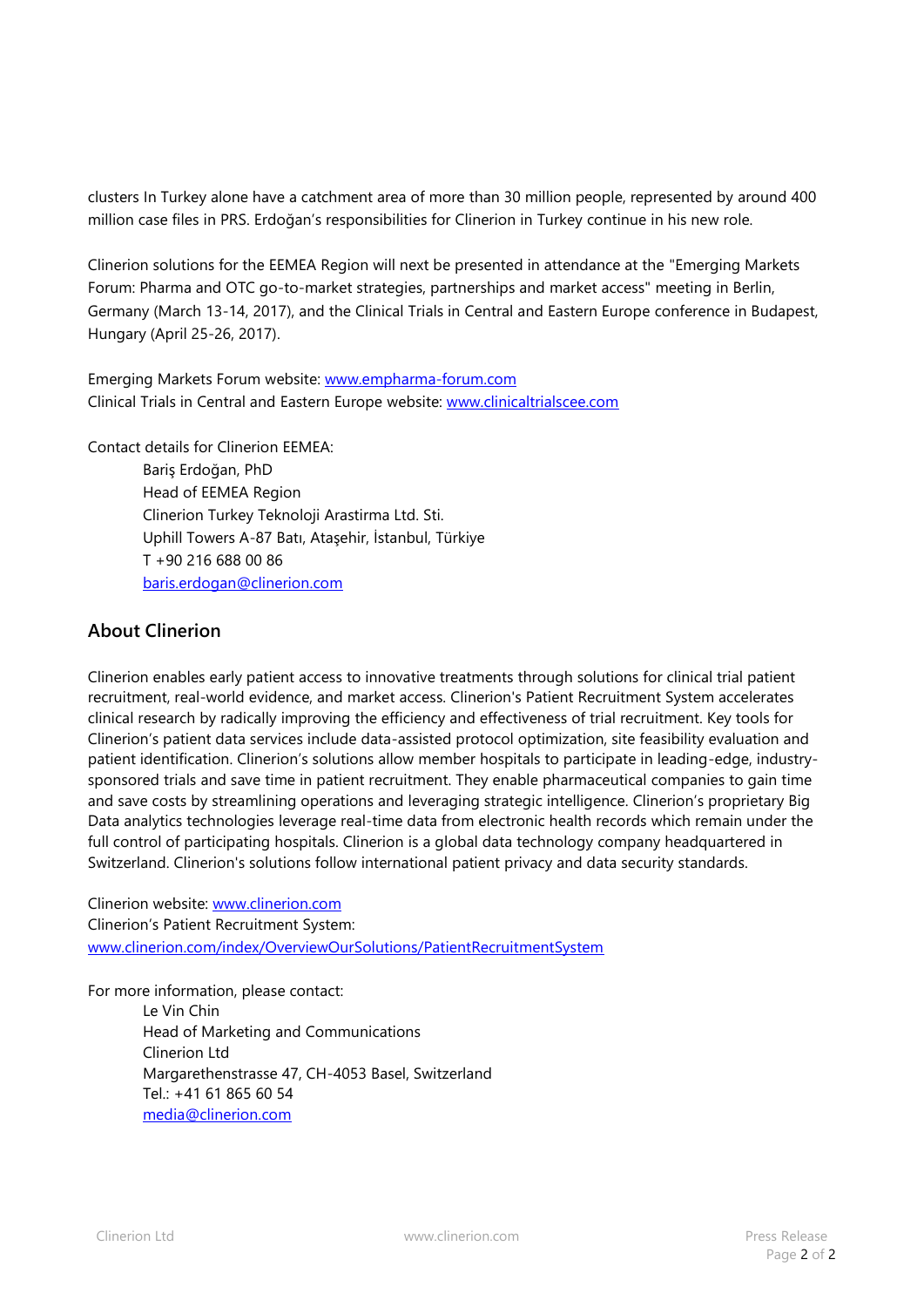clusters In Turkey alone have a catchment area of more than 30 million people, represented by around 400 million case files in PRS. Erdoğan's responsibilities for Clinerion in Turkey continue in his new role.

Clinerion solutions for the EEMEA Region will next be presented in attendance at the "Emerging Markets Forum: Pharma and OTC go-to-market strategies, partnerships and market access" meeting in Berlin, Germany (March 13-14, 2017), and the Clinical Trials in Central and Eastern Europe conference in Budapest, Hungary (April 25-26, 2017).

Emerging Markets Forum website: www.empharma-forum.com
Clinical Trials in Central and Eastern Europe website: www.clinicaltrialscee.com

Contact details for Clinerion EEMEA:

Bariş Erdoğan, PhD
Head of EEMEA Region
Clinerion Turkey Teknoloji Arastirma Ltd. Sti.
Uphill Towers A-87 Batı, Ataşehir, İstanbul, Türkiye
T +90 216 688 00 86
baris.erdogan@clinerion.com

## About Clinerion

Clinerion enables early patient access to innovative treatments through solutions for clinical trial patient recruitment, real-world evidence, and market access. Clinerion's Patient Recruitment System accelerates clinical research by radically improving the efficiency and effectiveness of trial recruitment. Key tools for Clinerion's patient data services include data-assisted protocol optimization, site feasibility evaluation and patient identification. Clinerion's solutions allow member hospitals to participate in leading-edge, industry-sponsored trials and save time in patient recruitment. They enable pharmaceutical companies to gain time and save costs by streamlining operations and leveraging strategic intelligence. Clinerion's proprietary Big Data analytics technologies leverage real-time data from electronic health records which remain under the full control of participating hospitals. Clinerion is a global data technology company headquartered in Switzerland. Clinerion's solutions follow international patient privacy and data security standards.

Clinerion website: www.clinerion.com
Clinerion's Patient Recruitment System:
www.clinerion.com/index/OverviewOurSolutions/PatientRecruitmentSystem

For more information, please contact:

Le Vin Chin
Head of Marketing and Communications
Clinerion Ltd
Margarethenstrasse 47, CH-4053 Basel, Switzerland
Tel.: +41 61 865 60 54
media@clinerion.com